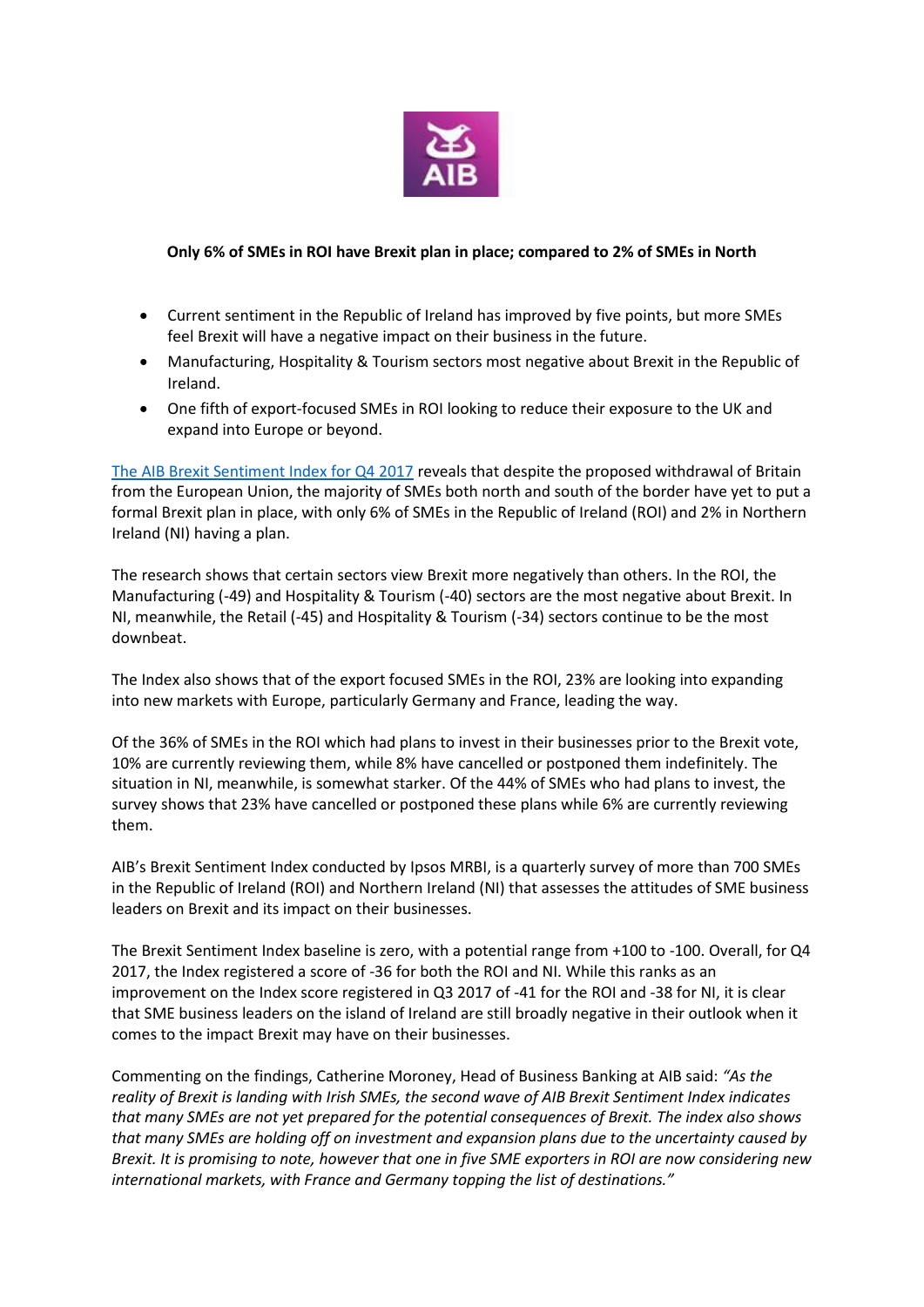**Only 6% of SMEs in ROI have Brexit plan in place; compared to 2% of SMEs in North**

- Current sentiment in the Republic of Ireland has improved by five points, but more SMEs feel Brexit will have a negative impact on their business in the future.
- Manufacturing, Hospitality & Tourism sectors most negative about Brexit in the Republic of Ireland.
- One fifth of export-focused SMEs in ROI looking to reduce their exposure to the UK and expand into Europe or beyond.

The AIB Brexit Sentiment Index for Q4 2017 reveals that despite the proposed withdrawal of Britain from the European Union, the majority of SMEs both north and south of the border have yet to put a formal Brexit plan in place, with only 6% of SMEs in the Republic of Ireland (ROI) and 2% in Northern Ireland (NI) having a plan.

The research shows that certain sectors view Brexit more negatively than others. In the ROI, the Manufacturing (-49) and Hospitality & Tourism (-40) sectors are the most negative about Brexit. In NI, meanwhile, the Retail (-45) and Hospitality & Tourism (-34) sectors continue to be the most downbeat.

The Index also shows that of the export focused SMEs in the ROI, 23% are looking into expanding into new markets with Europe, particularly Germany and France, leading the way.

Of the 36% of SMEs in the ROI which had plans to invest in their businesses prior to the Brexit vote, 10% are currently reviewing them, while 8% have cancelled or postponed them indefinitely. The situation in NI, meanwhile, is somewhat starker. Of the 44% of SMEs who had plans to invest, the survey shows that 23% have cancelled or postponed these plans while 6% are currently reviewing them.

AIB's Brexit Sentiment Index conducted by Ipsos MRBI, is a quarterly survey of more than 700 SMEs in the Republic of Ireland (ROI) and Northern Ireland (NI) that assesses the attitudes of SME business leaders on Brexit and its impact on their businesses.

The Brexit Sentiment Index baseline is zero, with a potential range from +100 to -100. Overall, for Q4 2017, the Index registered a score of -36 for both the ROI and NI. While this ranks as an improvement on the Index score registered in Q3 2017 of -41 for the ROI and -38 for NI, it is clear that SME business leaders on the island of Ireland are still broadly negative in their outlook when it comes to the impact Brexit may have on their businesses.

Commenting on the findings, Catherine Moroney, Head of Business Banking at AIB said: *"As the reality of Brexit is landing with Irish SMEs, the second wave of AIB Brexit Sentiment Index indicates that many SMEs are not yet prepared for the potential consequences of Brexit. The index also shows that many SMEs are holding off on investment and expansion plans due to the uncertainty caused by Brexit. It is promising to note, however that one in five SME exporters in ROI are now considering new international markets, with France and Germany topping the list of destinations."*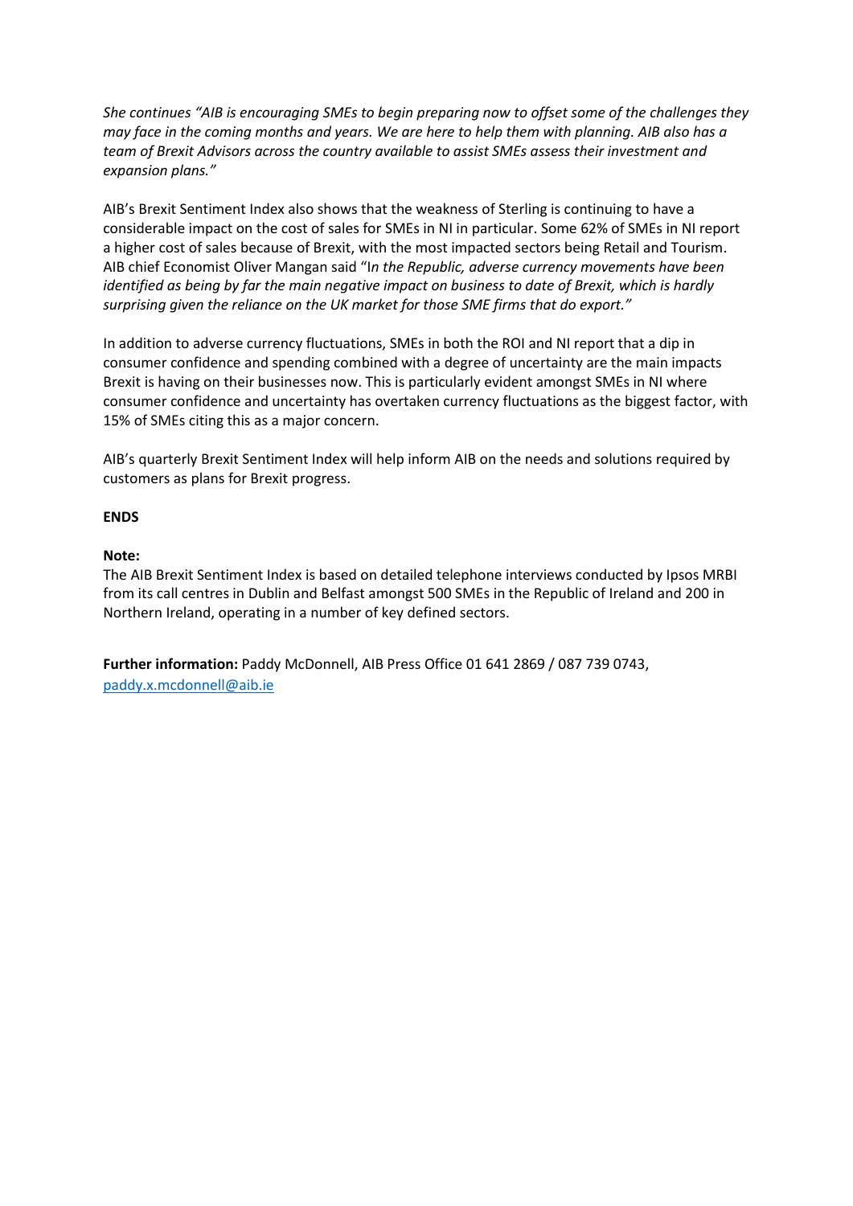*She continues "AIB is encouraging SMEs to begin preparing now to offset some of the challenges they may face in the coming months and years. We are here to help them with planning. AIB also has a team of Brexit Advisors across the country available to assist SMEs assess their investment and expansion plans."*

AIB's Brexit Sentiment Index also shows that the weakness of Sterling is continuing to have a considerable impact on the cost of sales for SMEs in NI in particular. Some 62% of SMEs in NI report a higher cost of sales because of Brexit, with the most impacted sectors being Retail and Tourism. AIB chief Economist Oliver Mangan said "I*n the Republic, adverse currency movements have been identified as being by far the main negative impact on business to date of Brexit, which is hardly surprising given the reliance on the UK market for those SME firms that do export."*

In addition to adverse currency fluctuations, SMEs in both the ROI and NI report that a dip in consumer confidence and spending combined with a degree of uncertainty are the main impacts Brexit is having on their businesses now. This is particularly evident amongst SMEs in NI where consumer confidence and uncertainty has overtaken currency fluctuations as the biggest factor, with 15% of SMEs citing this as a major concern.

AIB's quarterly Brexit Sentiment Index will help inform AIB on the needs and solutions required by customers as plans for Brexit progress.

**ENDS**

**Note:**
The AIB Brexit Sentiment Index is based on detailed telephone interviews conducted by Ipsos MRBI from its call centres in Dublin and Belfast amongst 500 SMEs in the Republic of Ireland and 200 in Northern Ireland, operating in a number of key defined sectors.

**Further information:** Paddy McDonnell, AIB Press Office 01 641 2869 / 087 739 0743, paddy.x.mcdonnell@aib.ie